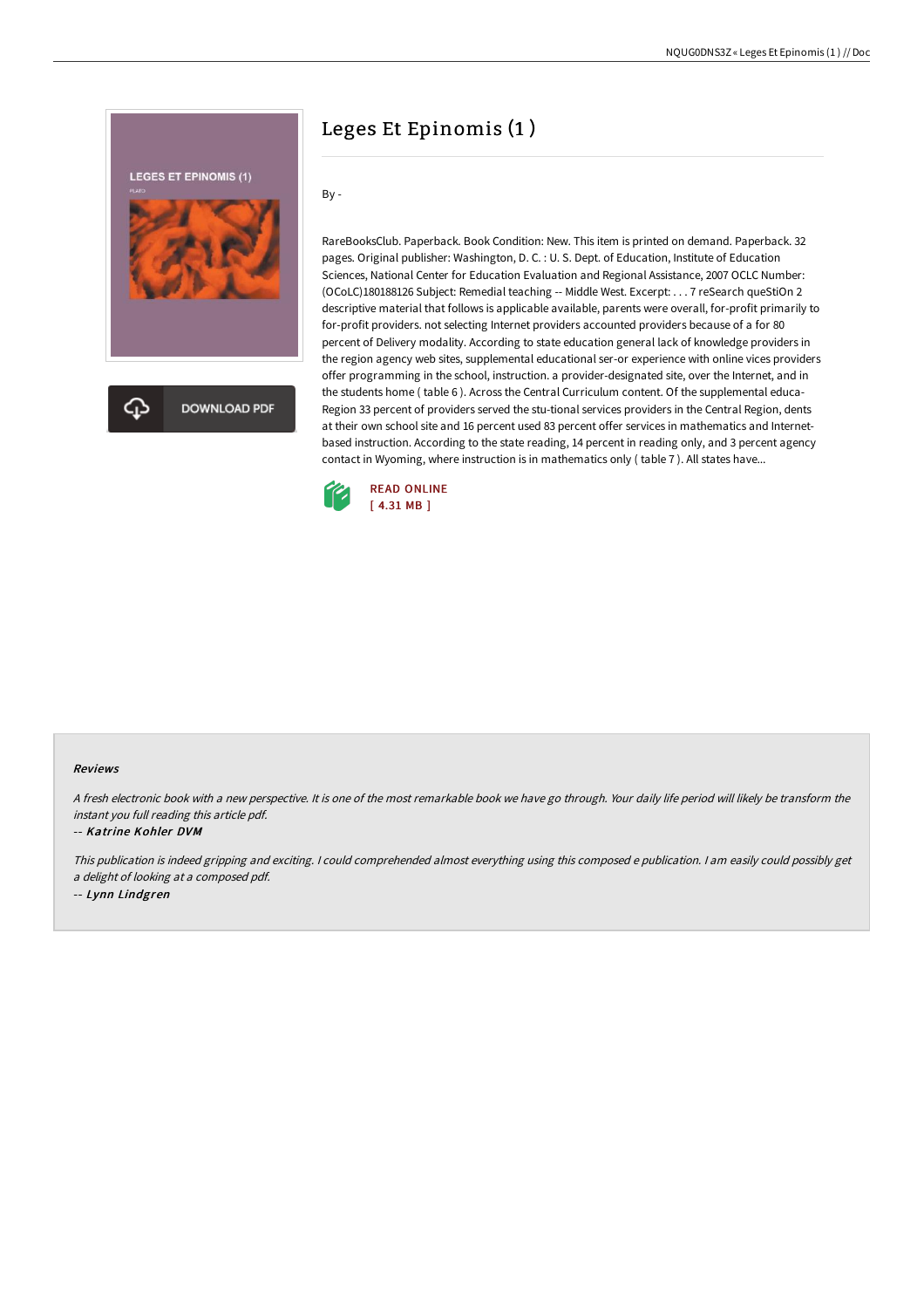# Leges Et Epinomis (1 )

By -

RareBooksClub. Paperback. Book Condition: New. This item is printed on demand. Paperback. 32 pages. Original publisher: Washington, D. C. : U. S. Dept. of Education, Institute of Education Sciences, National Center for Education Evaluation and Regional Assistance, 2007 OCLC Number: (OCoLC)180188126 Subject: Remedial teaching -- Middle West. Excerpt: . . . 7 reSearch queStiOn 2 descriptive material that follows is applicable available, parents were overall, for-profit primarily to for-profit providers. not selecting Internet providers accounted providers because of a for 80 percent of Delivery modality. According to state education general lack of knowledge providers in the region agency web sites, supplemental educational ser-or experience with online vices providers offer programming in the school, instruction. a provider-designated site, over the Internet, and in the students home ( table 6 ). Across the Central Curriculum content. Of the supplemental educa-Region 33 percent of providers served the stu-tional services providers in the Central Region, dents at their own school site and 16 percent used 83 percent offer services in mathematics and Internet-based instruction. According to the state reading, 14 percent in reading only, and 3 percent agency contact in Wyoming, where instruction is in mathematics only ( table 7 ). All states have...

READ ONLINE
[ 4.31 MB ]

### Reviews

*A fresh electronic book with a new perspective. It is one of the most remarkable book we have go through. Your daily life period will likely be transform the instant you full reading this article pdf.*

-- *Katrine Kohler DVM*

*This publication is indeed gripping and exciting. I could comprehended almost everything using this composed e publication. I am easily could possibly get a delight of looking at a composed pdf.*

-- *Lynn Lindgren*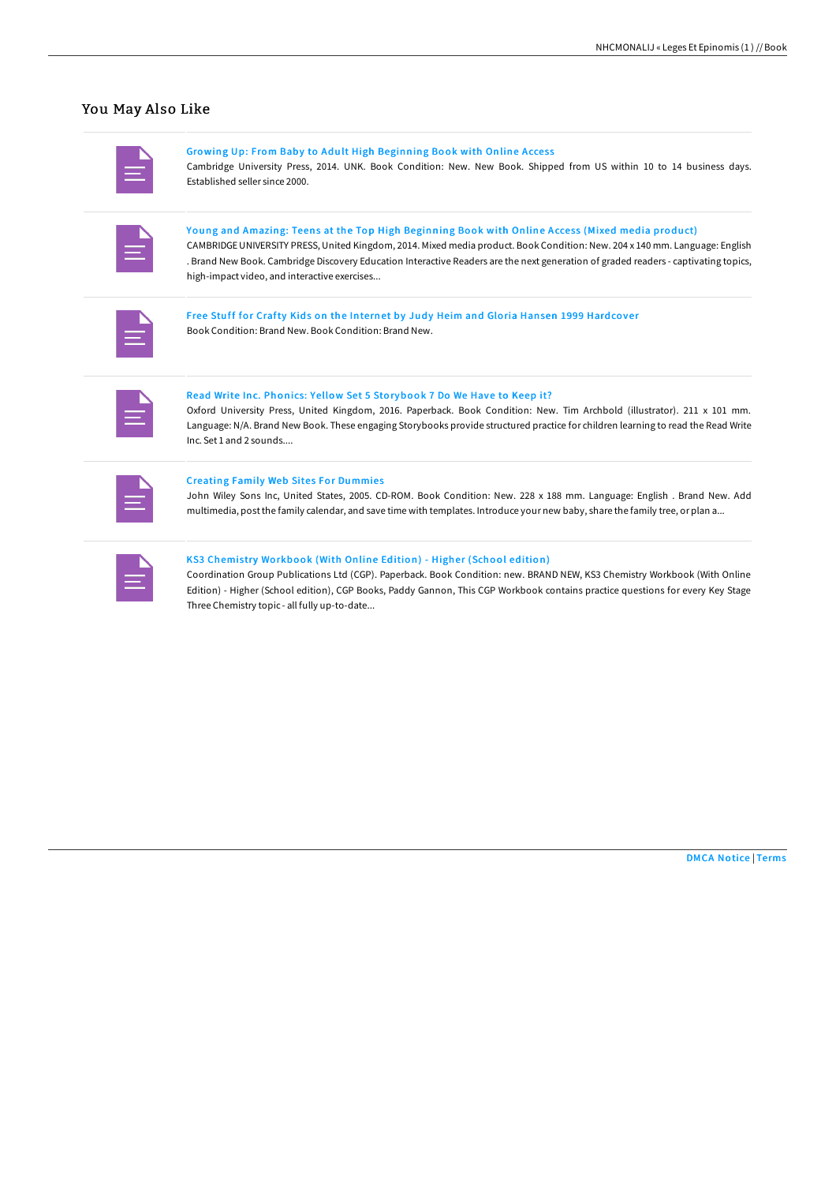## You May Also Like

**Growing Up: From Baby to Adult High Beginning Book with Online Access**

Cambridge University Press, 2014. UNK. Book Condition: New. New Book. Shipped from US within 10 to 14 business days. Established seller since 2000.

**Young and Amazing: Teens at the Top High Beginning Book with Online Access (Mixed media product)**

CAMBRIDGE UNIVERSITY PRESS, United Kingdom, 2014. Mixed media product. Book Condition: New. 204 x 140 mm. Language: English . Brand New Book. Cambridge Discovery Education Interactive Readers are the next generation of graded readers - captivating topics, high-impact video, and interactive exercises...

**Free Stuff for Crafty Kids on the Internet by Judy Heim and Gloria Hansen 1999 Hardcover**

Book Condition: Brand New. Book Condition: Brand New.

**Read Write Inc. Phonics: Yellow Set 5 Storybook 7 Do We Have to Keep it?**

Oxford University Press, United Kingdom, 2016. Paperback. Book Condition: New. Tim Archbold (illustrator). 211 x 101 mm. Language: N/A. Brand New Book. These engaging Storybooks provide structured practice for children learning to read the Read Write Inc. Set 1 and 2 sounds....

**Creating Family Web Sites For Dummies**

John Wiley Sons Inc, United States, 2005. CD-ROM. Book Condition: New. 228 x 188 mm. Language: English . Brand New. Add multimedia, post the family calendar, and save time with templates. Introduce your new baby, share the family tree, or plan a...

**KS3 Chemistry Workbook (With Online Edition) - Higher (School edition)**

Coordination Group Publications Ltd (CGP). Paperback. Book Condition: new. BRAND NEW, KS3 Chemistry Workbook (With Online Edition) - Higher (School edition), CGP Books, Paddy Gannon, This CGP Workbook contains practice questions for every Key Stage Three Chemistry topic - all fully up-to-date...

DMCA Notice | Terms